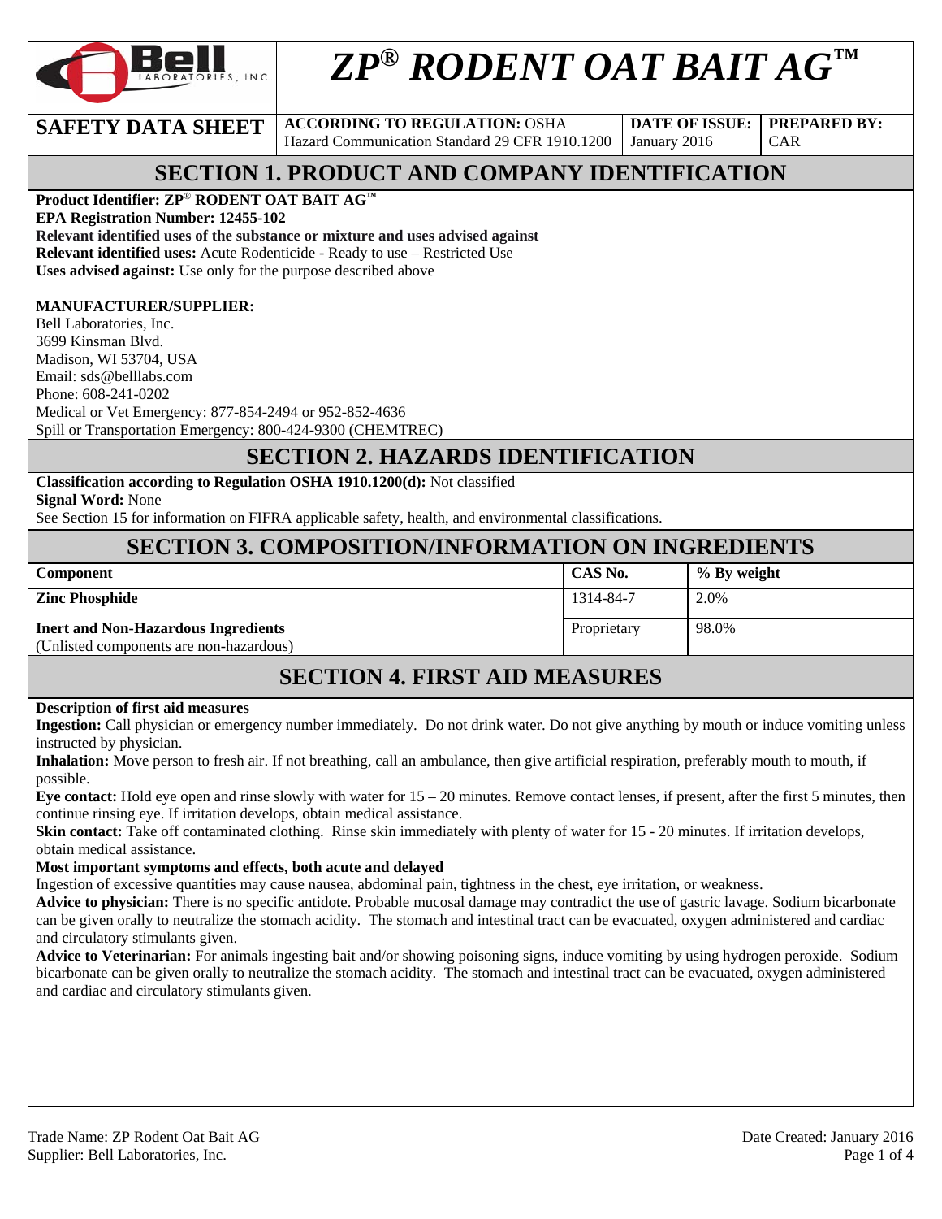# ZP® RODENT OAT BAIT AG™

| SAFETY DATA SHEET | ACCORDING TO REGULATION: OSHA Hazard Communication Standard 29 CFR 1910.1200 | DATE OF ISSUE: January 2016 | PREPARED BY: CAR |
|---|---|---|---|

## SECTION 1. PRODUCT AND COMPANY IDENTIFICATION

**Product Identifier: ZP® RODENT OAT BAIT AG™**
**EPA Registration Number: 12455-102**
**Relevant identified uses of the substance or mixture and uses advised against**
**Relevant identified uses:** Acute Rodenticide - Ready to use – Restricted Use
**Uses advised against:** Use only for the purpose described above

**MANUFACTURER/SUPPLIER:**
Bell Laboratories, Inc.
3699 Kinsman Blvd.
Madison, WI 53704, USA
Email: sds@belllabs.com
Phone: 608-241-0202
Medical or Vet Emergency: 877-854-2494 or 952-852-4636
Spill or Transportation Emergency: 800-424-9300 (CHEMTREC)

## SECTION 2. HAZARDS IDENTIFICATION

**Classification according to Regulation OSHA 1910.1200(d):** Not classified
**Signal Word:** None
See Section 15 for information on FIFRA applicable safety, health, and environmental classifications.

## SECTION 3. COMPOSITION/INFORMATION ON INGREDIENTS

| Component | CAS No. | % By weight |
|---|---|---|
| **Zinc Phosphide** | 1314-84-7 | 2.0% |
| **Inert and Non-Hazardous Ingredients** (Unlisted components are non-hazardous) | Proprietary | 98.0% |

## SECTION 4. FIRST AID MEASURES

**Description of first aid measures**
**Ingestion:** Call physician or emergency number immediately. Do not drink water. Do not give anything by mouth or induce vomiting unless instructed by physician.
**Inhalation:** Move person to fresh air. If not breathing, call an ambulance, then give artificial respiration, preferably mouth to mouth, if possible.
**Eye contact:** Hold eye open and rinse slowly with water for 15 – 20 minutes. Remove contact lenses, if present, after the first 5 minutes, then continue rinsing eye. If irritation develops, obtain medical assistance.
**Skin contact:** Take off contaminated clothing. Rinse skin immediately with plenty of water for 15 - 20 minutes. If irritation develops, obtain medical assistance.
**Most important symptoms and effects, both acute and delayed**
Ingestion of excessive quantities may cause nausea, abdominal pain, tightness in the chest, eye irritation, or weakness.
**Advice to physician:** There is no specific antidote. Probable mucosal damage may contradict the use of gastric lavage. Sodium bicarbonate can be given orally to neutralize the stomach acidity. The stomach and intestinal tract can be evacuated, oxygen administered and cardiac and circulatory stimulants given.
**Advice to Veterinarian:** For animals ingesting bait and/or showing poisoning signs, induce vomiting by using hydrogen peroxide. Sodium bicarbonate can be given orally to neutralize the stomach acidity. The stomach and intestinal tract can be evacuated, oxygen administered and cardiac and circulatory stimulants given.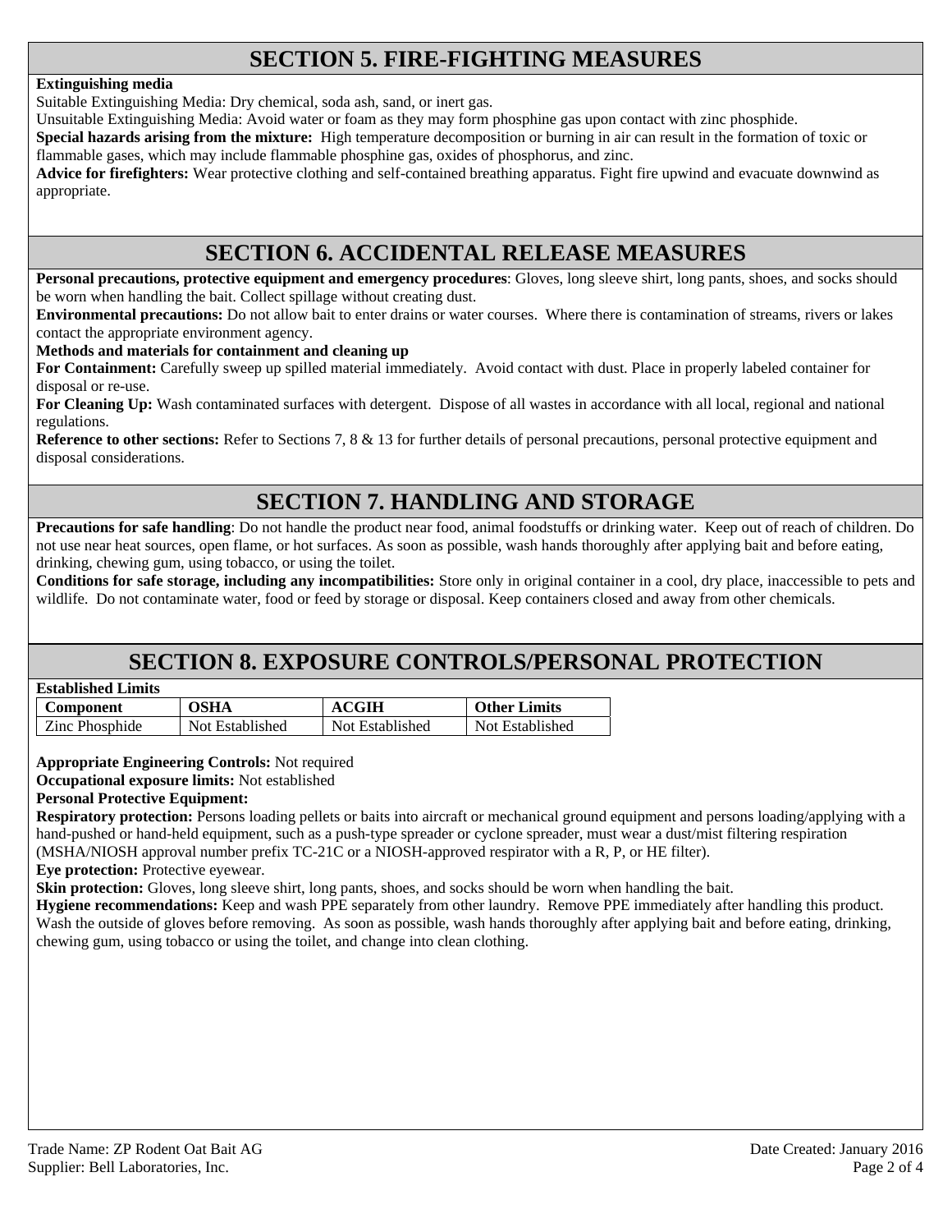## SECTION 5. FIRE-FIGHTING MEASURES

**Extinguishing media**

Suitable Extinguishing Media: Dry chemical, soda ash, sand, or inert gas.

Unsuitable Extinguishing Media: Avoid water or foam as they may form phosphine gas upon contact with zinc phosphide.

**Special hazards arising from the mixture:** High temperature decomposition or burning in air can result in the formation of toxic or flammable gases, which may include flammable phosphine gas, oxides of phosphorus, and zinc.

**Advice for firefighters:** Wear protective clothing and self-contained breathing apparatus. Fight fire upwind and evacuate downwind as appropriate.

## SECTION 6. ACCIDENTAL RELEASE MEASURES

**Personal precautions, protective equipment and emergency procedures**: Gloves, long sleeve shirt, long pants, shoes, and socks should be worn when handling the bait. Collect spillage without creating dust.

**Environmental precautions:** Do not allow bait to enter drains or water courses. Where there is contamination of streams, rivers or lakes contact the appropriate environment agency.

**Methods and materials for containment and cleaning up**

**For Containment:** Carefully sweep up spilled material immediately. Avoid contact with dust. Place in properly labeled container for disposal or re-use.

**For Cleaning Up:** Wash contaminated surfaces with detergent. Dispose of all wastes in accordance with all local, regional and national regulations.

**Reference to other sections:** Refer to Sections 7, 8 & 13 for further details of personal precautions, personal protective equipment and disposal considerations.

## SECTION 7. HANDLING AND STORAGE

**Precautions for safe handling**: Do not handle the product near food, animal foodstuffs or drinking water. Keep out of reach of children. Do not use near heat sources, open flame, or hot surfaces. As soon as possible, wash hands thoroughly after applying bait and before eating, drinking, chewing gum, using tobacco, or using the toilet.

**Conditions for safe storage, including any incompatibilities:** Store only in original container in a cool, dry place, inaccessible to pets and wildlife. Do not contaminate water, food or feed by storage or disposal. Keep containers closed and away from other chemicals.

## SECTION 8. EXPOSURE CONTROLS/PERSONAL PROTECTION

**Established Limits**

| Component | OSHA | ACGIH | Other Limits |
|---|---|---|---|
| Zinc Phosphide | Not Established | Not Established | Not Established |

**Appropriate Engineering Controls:** Not required

**Occupational exposure limits:** Not established

**Personal Protective Equipment:**

**Respiratory protection:** Persons loading pellets or baits into aircraft or mechanical ground equipment and persons loading/applying with a hand-pushed or hand-held equipment, such as a push-type spreader or cyclone spreader, must wear a dust/mist filtering respiration (MSHA/NIOSH approval number prefix TC-21C or a NIOSH-approved respirator with a R, P, or HE filter).

**Eye protection:** Protective eyewear.

**Skin protection:** Gloves, long sleeve shirt, long pants, shoes, and socks should be worn when handling the bait.

**Hygiene recommendations:** Keep and wash PPE separately from other laundry. Remove PPE immediately after handling this product. Wash the outside of gloves before removing. As soon as possible, wash hands thoroughly after applying bait and before eating, drinking, chewing gum, using tobacco or using the toilet, and change into clean clothing.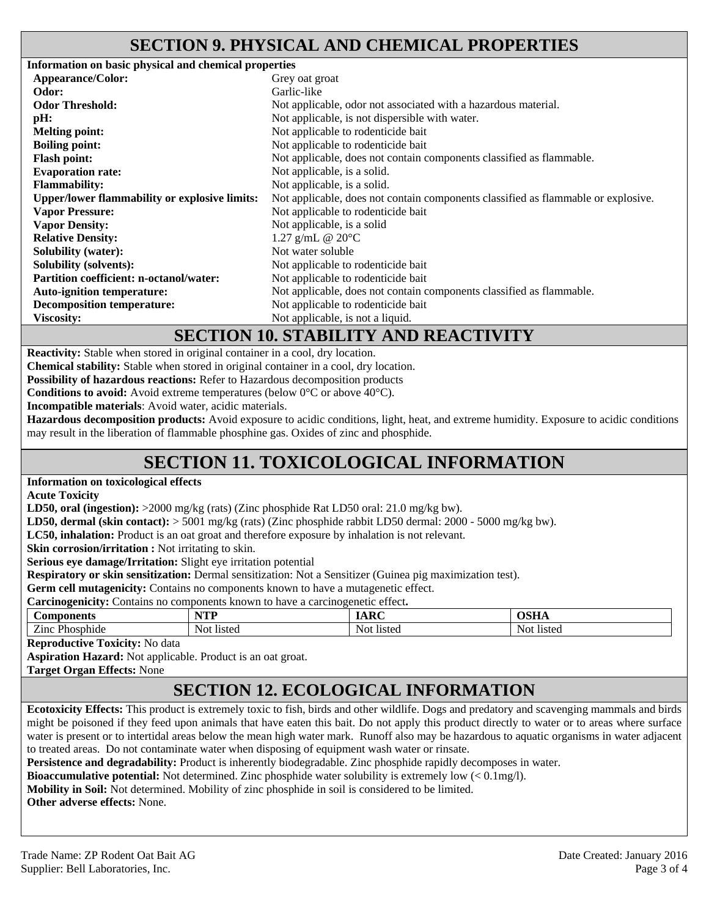## SECTION 9. PHYSICAL AND CHEMICAL PROPERTIES

**Information on basic physical and chemical properties**

| | |
|---|---|
| **Appearance/Color:** | Grey oat groat |
| **Odor:** | Garlic-like |
| **Odor Threshold:** | Not applicable, odor not associated with a hazardous material. |
| **pH:** | Not applicable, is not dispersible with water. |
| **Melting point:** | Not applicable to rodenticide bait |
| **Boiling point:** | Not applicable to rodenticide bait |
| **Flash point:** | Not applicable, does not contain components classified as flammable. |
| **Evaporation rate:** | Not applicable, is a solid. |
| **Flammability:** | Not applicable, is a solid. |
| **Upper/lower flammability or explosive limits:** | Not applicable, does not contain components classified as flammable or explosive. |
| **Vapor Pressure:** | Not applicable to rodenticide bait |
| **Vapor Density:** | Not applicable, is a solid |
| **Relative Density:** | 1.27 g/mL @ 20°C |
| **Solubility (water):** | Not water soluble |
| **Solubility (solvents):** | Not applicable to rodenticide bait |
| **Partition coefficient: n-octanol/water:** | Not applicable to rodenticide bait |
| **Auto-ignition temperature:** | Not applicable, does not contain components classified as flammable. |
| **Decomposition temperature:** | Not applicable to rodenticide bait |
| **Viscosity:** | Not applicable, is not a liquid. |

## SECTION 10. STABILITY AND REACTIVITY

**Reactivity:** Stable when stored in original container in a cool, dry location.

**Chemical stability:** Stable when stored in original container in a cool, dry location.

**Possibility of hazardous reactions:** Refer to Hazardous decomposition products

**Conditions to avoid:** Avoid extreme temperatures (below 0°C or above 40°C).

**Incompatible materials**: Avoid water, acidic materials.

**Hazardous decomposition products:** Avoid exposure to acidic conditions, light, heat, and extreme humidity. Exposure to acidic conditions may result in the liberation of flammable phosphine gas. Oxides of zinc and phosphide.

## SECTION 11. TOXICOLOGICAL INFORMATION

**Information on toxicological effects**

**Acute Toxicity**

**LD50, oral (ingestion):** >2000 mg/kg (rats) (Zinc phosphide Rat LD50 oral: 21.0 mg/kg bw).

**LD50, dermal (skin contact):** > 5001 mg/kg (rats) (Zinc phosphide rabbit LD50 dermal: 2000 - 5000 mg/kg bw).

**LC50, inhalation:** Product is an oat groat and therefore exposure by inhalation is not relevant.

**Skin corrosion/irritation :** Not irritating to skin.

**Serious eye damage/Irritation:** Slight eye irritation potential

**Respiratory or skin sensitization:** Dermal sensitization: Not a Sensitizer (Guinea pig maximization test).

**Germ cell mutagenicity:** Contains no components known to have a mutagenetic effect.

**Carcinogenicity:** Contains no components known to have a carcinogenetic effect**.**

| Components | NTP | IARC | OSHA |
|---|---|---|---|
| Zinc Phosphide | Not listed | Not listed | Not listed |

**Reproductive Toxicity:** No data

**Aspiration Hazard:** Not applicable. Product is an oat groat.

**Target Organ Effects:** None

## SECTION 12. ECOLOGICAL INFORMATION

**Ecotoxicity Effects:** This product is extremely toxic to fish, birds and other wildlife. Dogs and predatory and scavenging mammals and birds might be poisoned if they feed upon animals that have eaten this bait. Do not apply this product directly to water or to areas where surface water is present or to intertidal areas below the mean high water mark. Runoff also may be hazardous to aquatic organisms in water adjacent to treated areas. Do not contaminate water when disposing of equipment wash water or rinsate.

**Persistence and degradability:** Product is inherently biodegradable. Zinc phosphide rapidly decomposes in water.

**Bioaccumulative potential:** Not determined. Zinc phosphide water solubility is extremely low (< 0.1mg/l).

**Mobility in Soil:** Not determined. Mobility of zinc phosphide in soil is considered to be limited.

**Other adverse effects:** None.

Trade Name: ZP Rodent Oat Bait AG
Supplier: Bell Laboratories, Inc.
Date Created: January 2016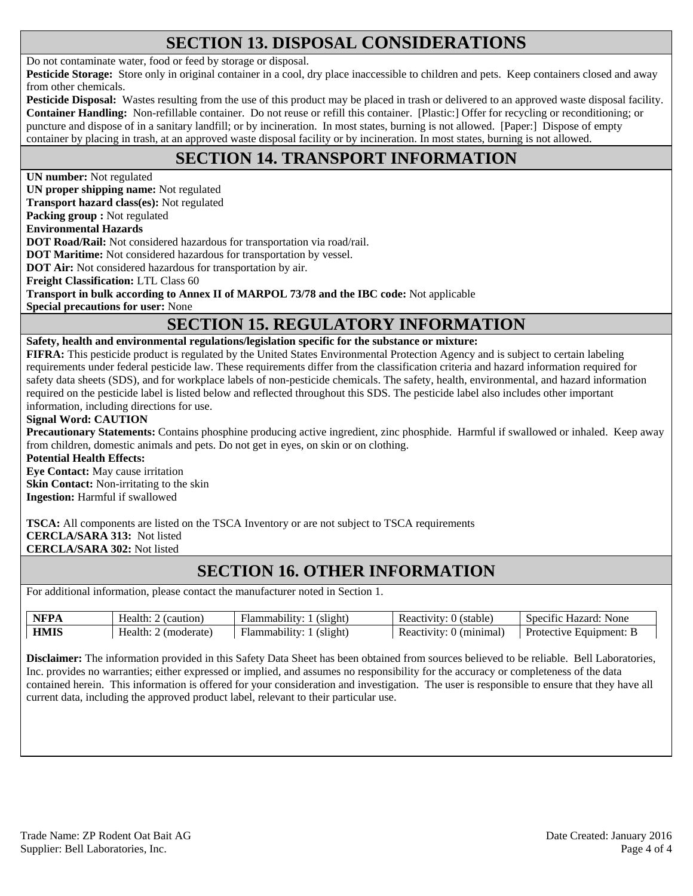## SECTION 13. DISPOSAL CONSIDERATIONS

Do not contaminate water, food or feed by storage or disposal.

**Pesticide Storage:** Store only in original container in a cool, dry place inaccessible to children and pets. Keep containers closed and away from other chemicals.

**Pesticide Disposal:** Wastes resulting from the use of this product may be placed in trash or delivered to an approved waste disposal facility.

**Container Handling:** Non-refillable container. Do not reuse or refill this container. [Plastic:] Offer for recycling or reconditioning; or puncture and dispose of in a sanitary landfill; or by incineration. In most states, burning is not allowed. [Paper:] Dispose of empty container by placing in trash, at an approved waste disposal facility or by incineration. In most states, burning is not allowed.

## SECTION 14. TRANSPORT INFORMATION

**UN number:** Not regulated
**UN proper shipping name:** Not regulated
**Transport hazard class(es):** Not regulated
**Packing group :** Not regulated
**Environmental Hazards**
**DOT Road/Rail:** Not considered hazardous for transportation via road/rail.
**DOT Maritime:** Not considered hazardous for transportation by vessel.
**DOT Air:** Not considered hazardous for transportation by air.
**Freight Classification:** LTL Class 60
**Transport in bulk according to Annex II of MARPOL 73/78 and the IBC code:** Not applicable
**Special precautions for user:** None

## SECTION 15. REGULATORY INFORMATION

**Safety, health and environmental regulations/legislation specific for the substance or mixture:**

**FIFRA:** This pesticide product is regulated by the United States Environmental Protection Agency and is subject to certain labeling requirements under federal pesticide law. These requirements differ from the classification criteria and hazard information required for safety data sheets (SDS), and for workplace labels of non-pesticide chemicals. The safety, health, environmental, and hazard information required on the pesticide label is listed below and reflected throughout this SDS. The pesticide label also includes other important information, including directions for use.

**Signal Word: CAUTION**

**Precautionary Statements:** Contains phosphine producing active ingredient, zinc phosphide. Harmful if swallowed or inhaled. Keep away from children, domestic animals and pets. Do not get in eyes, on skin or on clothing.

**Potential Health Effects:**
**Eye Contact:** May cause irritation
**Skin Contact:** Non-irritating to the skin
**Ingestion:** Harmful if swallowed

**TSCA:** All components are listed on the TSCA Inventory or are not subject to TSCA requirements
**CERCLA/SARA 313:** Not listed
**CERCLA/SARA 302:** Not listed

## SECTION 16. OTHER INFORMATION

For additional information, please contact the manufacturer noted in Section 1.

| | | | | |
|---|---|---|---|---|
| **NFPA** | Health: 2 (caution) | Flammability: 1 (slight) | Reactivity: 0 (stable) | Specific Hazard: None |
| **HMIS** | Health: 2 (moderate) | Flammability: 1 (slight) | Reactivity: 0 (minimal) | Protective Equipment: B |

**Disclaimer:** The information provided in this Safety Data Sheet has been obtained from sources believed to be reliable. Bell Laboratories, Inc. provides no warranties; either expressed or implied, and assumes no responsibility for the accuracy or completeness of the data contained herein. This information is offered for your consideration and investigation. The user is responsible to ensure that they have all current data, including the approved product label, relevant to their particular use.